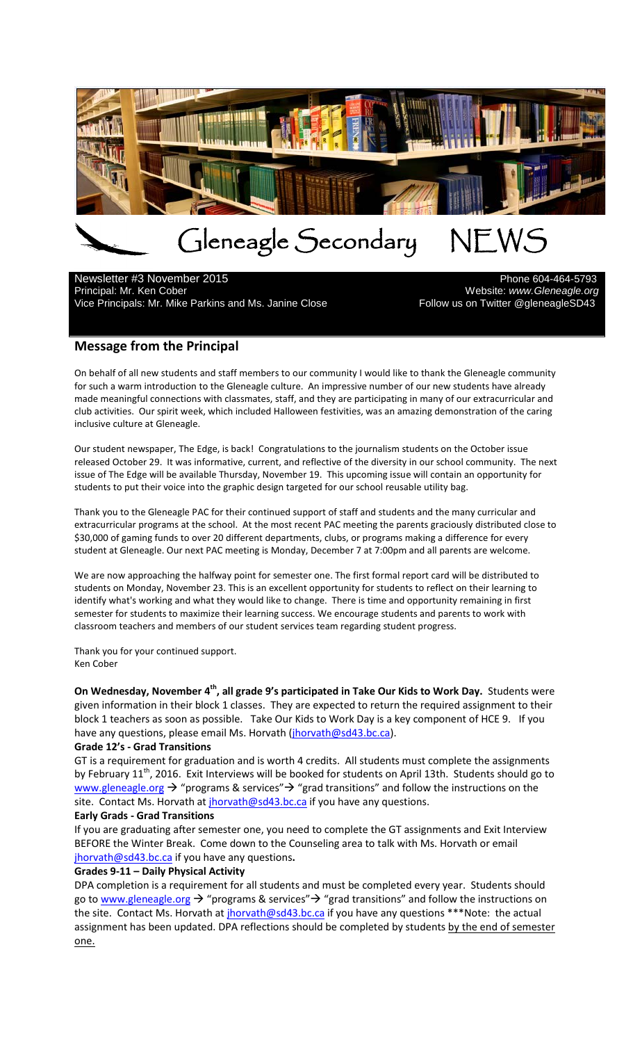# Gleneagle Secondary NEWS

Newsletter #3 November 2015
Principal: Mr. Ken Cober
Vice Principals: Mr. Mike Parkins and Ms. Janine Close

Phone 604-464-5793
Website: *www.Gleneagle.org*
Follow us on Twitter @gleneagleSD43

## Message from the Principal

On behalf of all new students and staff members to our community I would like to thank the Gleneagle community for such a warm introduction to the Gleneagle culture. An impressive number of our new students have already made meaningful connections with classmates, staff, and they are participating in many of our extracurricular and club activities. Our spirit week, which included Halloween festivities, was an amazing demonstration of the caring inclusive culture at Gleneagle.

Our student newspaper, The Edge, is back! Congratulations to the journalism students on the October issue released October 29. It was informative, current, and reflective of the diversity in our school community. The next issue of The Edge will be available Thursday, November 19. This upcoming issue will contain an opportunity for students to put their voice into the graphic design targeted for our school reusable utility bag.

Thank you to the Gleneagle PAC for their continued support of staff and students and the many curricular and extracurricular programs at the school. At the most recent PAC meeting the parents graciously distributed close to $30,000 of gaming funds to over 20 different departments, clubs, or programs making a difference for every student at Gleneagle. Our next PAC meeting is Monday, December 7 at 7:00pm and all parents are welcome.

We are now approaching the halfway point for semester one. The first formal report card will be distributed to students on Monday, November 23. This is an excellent opportunity for students to reflect on their learning to identify what's working and what they would like to change. There is time and opportunity remaining in first semester for students to maximize their learning success. We encourage students and parents to work with classroom teachers and members of our student services team regarding student progress.

Thank you for your continued support.
Ken Cober

**On Wednesday, November 4th, all grade 9's participated in Take Our Kids to Work Day.** Students were given information in their block 1 classes. They are expected to return the required assignment to their block 1 teachers as soon as possible. Take Our Kids to Work Day is a key component of HCE 9. If you have any questions, please email Ms. Horvath (jhorvath@sd43.bc.ca).

**Grade 12's - Grad Transitions**

GT is a requirement for graduation and is worth 4 credits. All students must complete the assignments by February 11th, 2016. Exit Interviews will be booked for students on April 13th. Students should go to www.gleneagle.org → "programs & services"→ "grad transitions" and follow the instructions on the site. Contact Ms. Horvath at jhorvath@sd43.bc.ca if you have any questions.

**Early Grads - Grad Transitions**

If you are graduating after semester one, you need to complete the GT assignments and Exit Interview BEFORE the Winter Break. Come down to the Counseling area to talk with Ms. Horvath or email jhorvath@sd43.bc.ca if you have any questions**.**

**Grades 9-11 – Daily Physical Activity**

DPA completion is a requirement for all students and must be completed every year. Students should go to www.gleneagle.org → "programs & services"→ "grad transitions" and follow the instructions on the site. Contact Ms. Horvath at jhorvath@sd43.bc.ca if you have any questions \*\*\*Note: the actual assignment has been updated. DPA reflections should be completed by students by the end of semester one.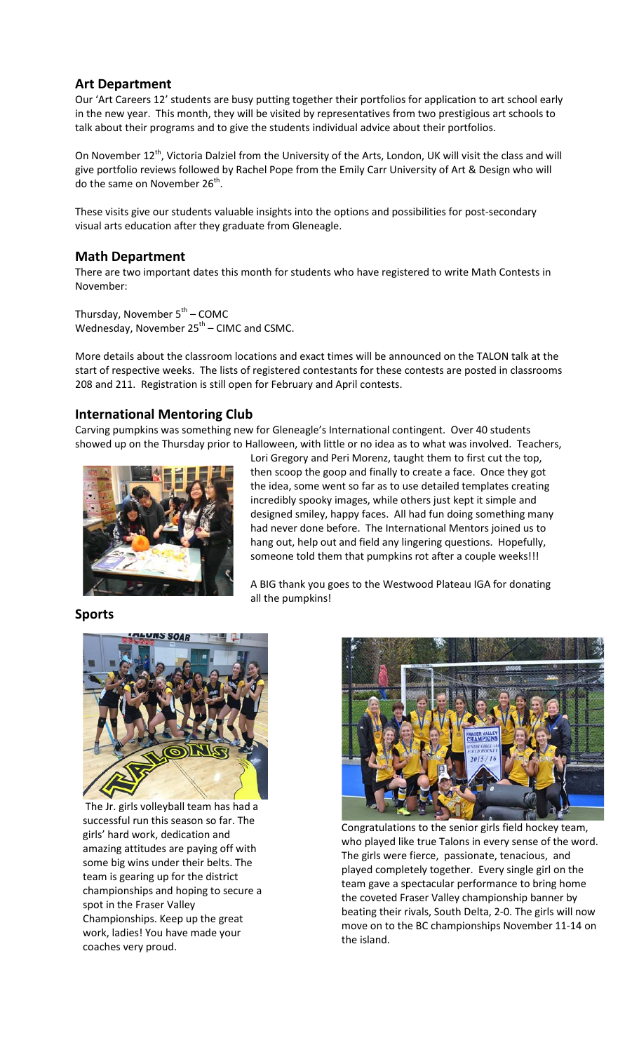## Art Department

Our 'Art Careers 12' students are busy putting together their portfolios for application to art school early in the new year. This month, they will be visited by representatives from two prestigious art schools to talk about their programs and to give the students individual advice about their portfolios.

On November 12th, Victoria Dalziel from the University of the Arts, London, UK will visit the class and will give portfolio reviews followed by Rachel Pope from the Emily Carr University of Art & Design who will do the same on November 26th.

These visits give our students valuable insights into the options and possibilities for post-secondary visual arts education after they graduate from Gleneagle.

## Math Department

There are two important dates this month for students who have registered to write Math Contests in November:

Thursday, November 5th – COMC
Wednesday, November 25th – CIMC and CSMC.

More details about the classroom locations and exact times will be announced on the TALON talk at the start of respective weeks. The lists of registered contestants for these contests are posted in classrooms 208 and 211. Registration is still open for February and April contests.

## International Mentoring Club

Carving pumpkins was something new for Gleneagle's International contingent. Over 40 students showed up on the Thursday prior to Halloween, with little or no idea as to what was involved. Teachers, Lori Gregory and Peri Morenz, taught them to first cut the top, then scoop the goop and finally to create a face. Once they got the idea, some went so far as to use detailed templates creating incredibly spooky images, while others just kept it simple and designed smiley, happy faces. All had fun doing something many had never done before. The International Mentors joined us to hang out, help out and field any lingering questions. Hopefully, someone told them that pumpkins rot after a couple weeks!!!

A BIG thank you goes to the Westwood Plateau IGA for donating all the pumpkins!

## Sports

The Jr. girls volleyball team has had a successful run this season so far. The girls' hard work, dedication and amazing attitudes are paying off with some big wins under their belts. The team is gearing up for the district championships and hoping to secure a spot in the Fraser Valley Championships. Keep up the great work, ladies! You have made your coaches very proud.

Congratulations to the senior girls field hockey team, who played like true Talons in every sense of the word. The girls were fierce, passionate, tenacious, and played completely together. Every single girl on the team gave a spectacular performance to bring home the coveted Fraser Valley championship banner by beating their rivals, South Delta, 2-0. The girls will now move on to the BC championships November 11-14 on the island.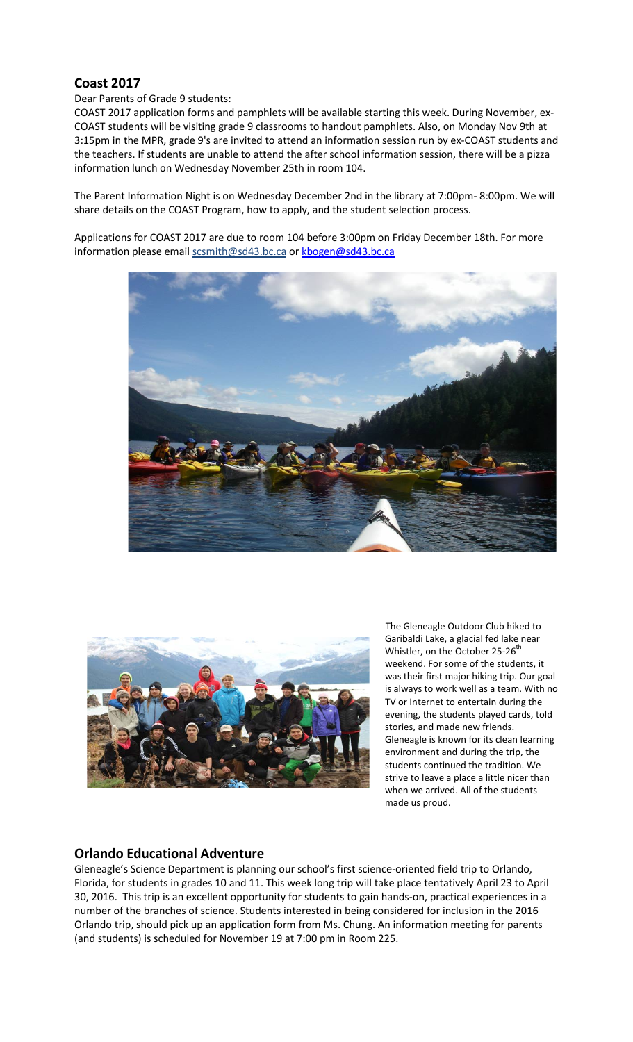## Coast 2017

Dear Parents of Grade 9 students:

COAST 2017 application forms and pamphlets will be available starting this week. During November, ex-COAST students will be visiting grade 9 classrooms to handout pamphlets. Also, on Monday Nov 9th at 3:15pm in the MPR, grade 9's are invited to attend an information session run by ex-COAST students and the teachers. If students are unable to attend the after school information session, there will be a pizza information lunch on Wednesday November 25th in room 104.

The Parent Information Night is on Wednesday December 2nd in the library at 7:00pm- 8:00pm. We will share details on the COAST Program, how to apply, and the student selection process.

Applications for COAST 2017 are due to room 104 before 3:00pm on Friday December 18th. For more information please email scsmith@sd43.bc.ca or kbogen@sd43.bc.ca

The Gleneagle Outdoor Club hiked to Garibaldi Lake, a glacial fed lake near Whistler, on the October 25-26th weekend. For some of the students, it was their first major hiking trip. Our goal is always to work well as a team. With no TV or Internet to entertain during the evening, the students played cards, told stories, and made new friends. Gleneagle is known for its clean learning environment and during the trip, the students continued the tradition. We strive to leave a place a little nicer than when we arrived. All of the students made us proud.

## Orlando Educational Adventure

Gleneagle's Science Department is planning our school's first science-oriented field trip to Orlando, Florida, for students in grades 10 and 11. This week long trip will take place tentatively April 23 to April 30, 2016. This trip is an excellent opportunity for students to gain hands-on, practical experiences in a number of the branches of science. Students interested in being considered for inclusion in the 2016 Orlando trip, should pick up an application form from Ms. Chung. An information meeting for parents (and students) is scheduled for November 19 at 7:00 pm in Room 225.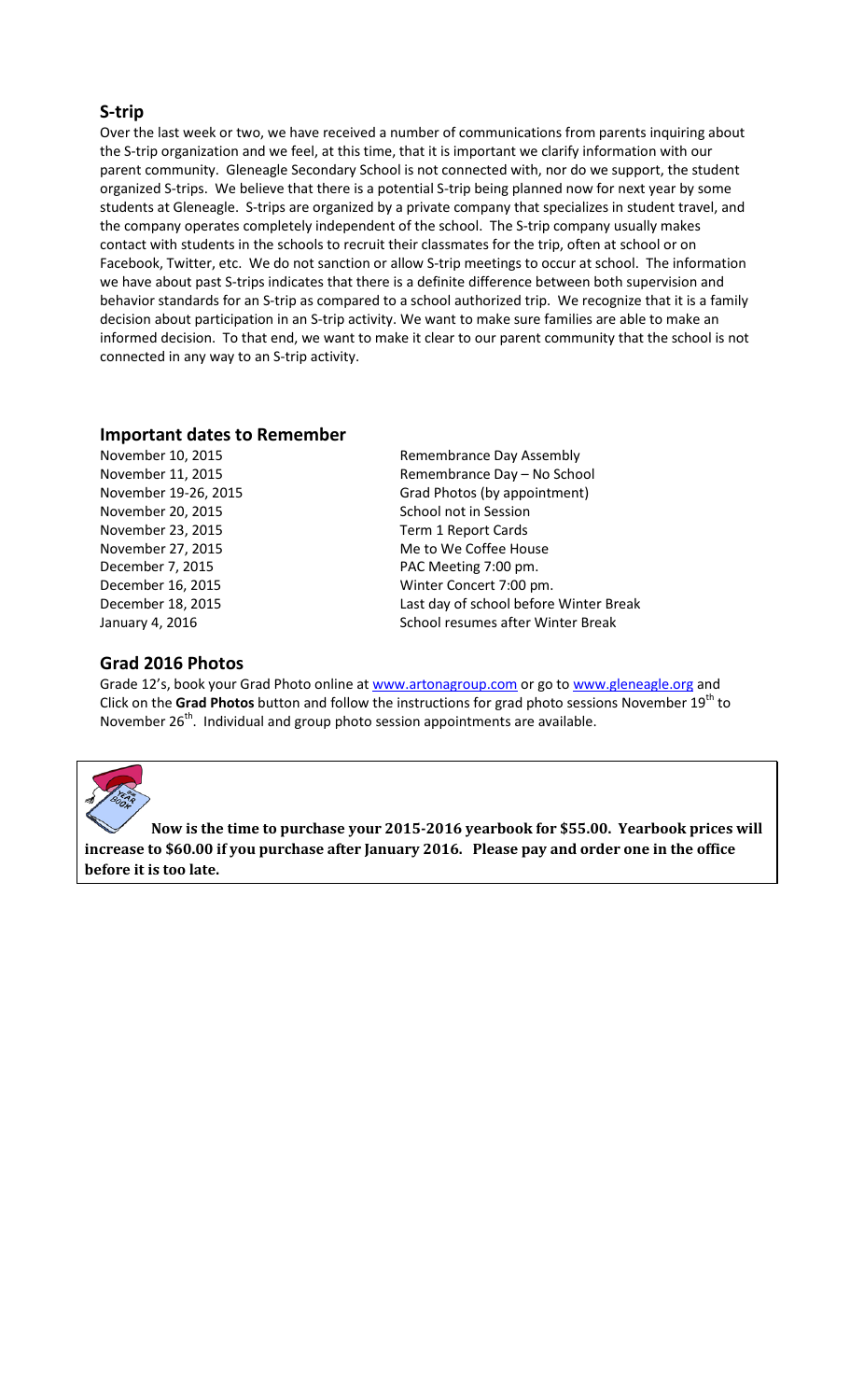## S-trip

Over the last week or two, we have received a number of communications from parents inquiring about the S-trip organization and we feel, at this time, that it is important we clarify information with our parent community. Gleneagle Secondary School is not connected with, nor do we support, the student organized S-trips. We believe that there is a potential S-trip being planned now for next year by some students at Gleneagle. S-trips are organized by a private company that specializes in student travel, and the company operates completely independent of the school. The S-trip company usually makes contact with students in the schools to recruit their classmates for the trip, often at school or on Facebook, Twitter, etc. We do not sanction or allow S-trip meetings to occur at school. The information we have about past S-trips indicates that there is a definite difference between both supervision and behavior standards for an S-trip as compared to a school authorized trip. We recognize that it is a family decision about participation in an S-trip activity. We want to make sure families are able to make an informed decision. To that end, we want to make it clear to our parent community that the school is not connected in any way to an S-trip activity.

## Important dates to Remember

| | |
|---|---|
| November 10, 2015 | Remembrance Day Assembly |
| November 11, 2015 | Remembrance Day – No School |
| November 19-26, 2015 | Grad Photos (by appointment) |
| November 20, 2015 | School not in Session |
| November 23, 2015 | Term 1 Report Cards |
| November 27, 2015 | Me to We Coffee House |
| December 7, 2015 | PAC Meeting 7:00 pm. |
| December 16, 2015 | Winter Concert 7:00 pm. |
| December 18, 2015 | Last day of school before Winter Break |
| January 4, 2016 | School resumes after Winter Break |

## Grad 2016 Photos

Grade 12's, book your Grad Photo online at www.artonagroup.com or go to www.gleneagle.org and Click on the **Grad Photos** button and follow the instructions for grad photo sessions November 19th to November 26th. Individual and group photo session appointments are available.

**Now is the time to purchase your 2015-2016 yearbook for $55.00. Yearbook prices will increase to $60.00 if you purchase after January 2016. Please pay and order one in the office before it is too late.**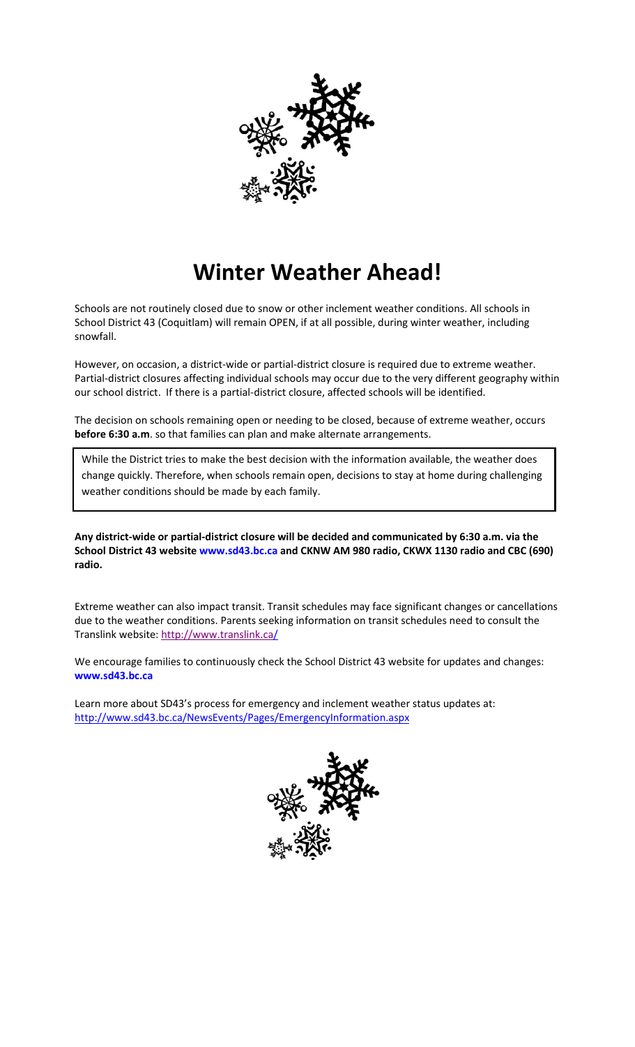# Winter Weather Ahead!

Schools are not routinely closed due to snow or other inclement weather conditions. All schools in School District 43 (Coquitlam) will remain OPEN, if at all possible, during winter weather, including snowfall.

However, on occasion, a district-wide or partial-district closure is required due to extreme weather. Partial-district closures affecting individual schools may occur due to the very different geography within our school district. If there is a partial-district closure, affected schools will be identified.

The decision on schools remaining open or needing to be closed, because of extreme weather, occurs **before 6:30 a.m**. so that families can plan and make alternate arrangements.

While the District tries to make the best decision with the information available, the weather does change quickly. Therefore, when schools remain open, decisions to stay at home during challenging weather conditions should be made by each family.

**Any district-wide or partial-district closure will be decided and communicated by 6:30 a.m. via the School District 43 website www.sd43.bc.ca and CKNW AM 980 radio, CKWX 1130 radio and CBC (690) radio.**

Extreme weather can also impact transit. Transit schedules may face significant changes or cancellations due to the weather conditions. Parents seeking information on transit schedules need to consult the Translink website: http://www.translink.ca/

We encourage families to continuously check the School District 43 website for updates and changes: **www.sd43.bc.ca**

Learn more about SD43's process for emergency and inclement weather status updates at: http://www.sd43.bc.ca/NewsEvents/Pages/EmergencyInformation.aspx